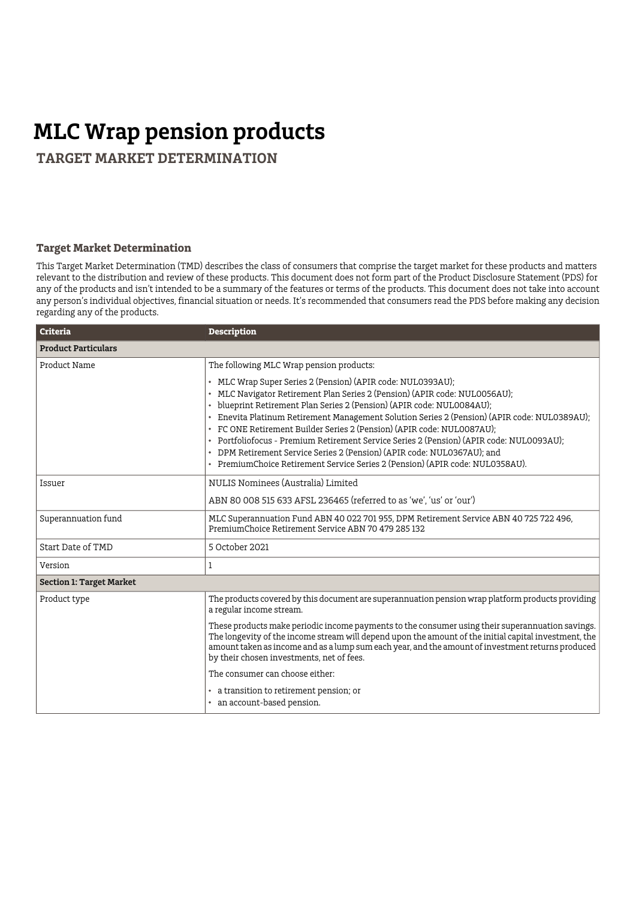# MLC Wrap pension products

## TARGET MARKET DETERMINATION

### Target Market Determination

This Target Market Determination (TMD) describes the class of consumers that comprise the target market for these products and matters relevant to the distribution and review of these products. This document does not form part of the Product Disclosure Statement (PDS) for any of the products and isn't intended to be a summary of the features or terms of the products. This document does not take into account any person's individual objectives, financial situation or needs. It's recommended that consumers read the PDS before making any decision regarding any of the products.

| Criteria | Description |
|---|---|
| **Product Particulars** | |
| Product Name | The following MLC Wrap pension products:<br>• MLC Wrap Super Series 2 (Pension) (APIR code: NUL0393AU);<br>• MLC Navigator Retirement Plan Series 2 (Pension) (APIR code: NUL0056AU);<br>• blueprint Retirement Plan Series 2 (Pension) (APIR code: NUL0084AU);<br>• Enevita Platinum Retirement Management Solution Series 2 (Pension) (APIR code: NUL0389AU);<br>• FC ONE Retirement Builder Series 2 (Pension) (APIR code: NUL0087AU);<br>• Portfoliofocus - Premium Retirement Service Series 2 (Pension) (APIR code: NUL0093AU);<br>• DPM Retirement Service Series 2 (Pension) (APIR code: NUL0367AU); and<br>• PremiumChoice Retirement Service Series 2 (Pension) (APIR code: NUL0358AU). |
| Issuer | NULIS Nominees (Australia) Limited<br>ABN 80 008 515 633 AFSL 236465 (referred to as 'we', 'us' or 'our') |
| Superannuation fund | MLC Superannuation Fund ABN 40 022 701 955, DPM Retirement Service ABN 40 725 722 496, PremiumChoice Retirement Service ABN 70 479 285 132 |
| Start Date of TMD | 5 October 2021 |
| Version | 1 |
| **Section 1: Target Market** | |
| Product type | The products covered by this document are superannuation pension wrap platform products providing a regular income stream.<br>These products make periodic income payments to the consumer using their superannuation savings. The longevity of the income stream will depend upon the amount of the initial capital investment, the amount taken as income and as a lump sum each year, and the amount of investment returns produced by their chosen investments, net of fees.<br>The consumer can choose either:<br>• a transition to retirement pension; or<br>• an account-based pension. |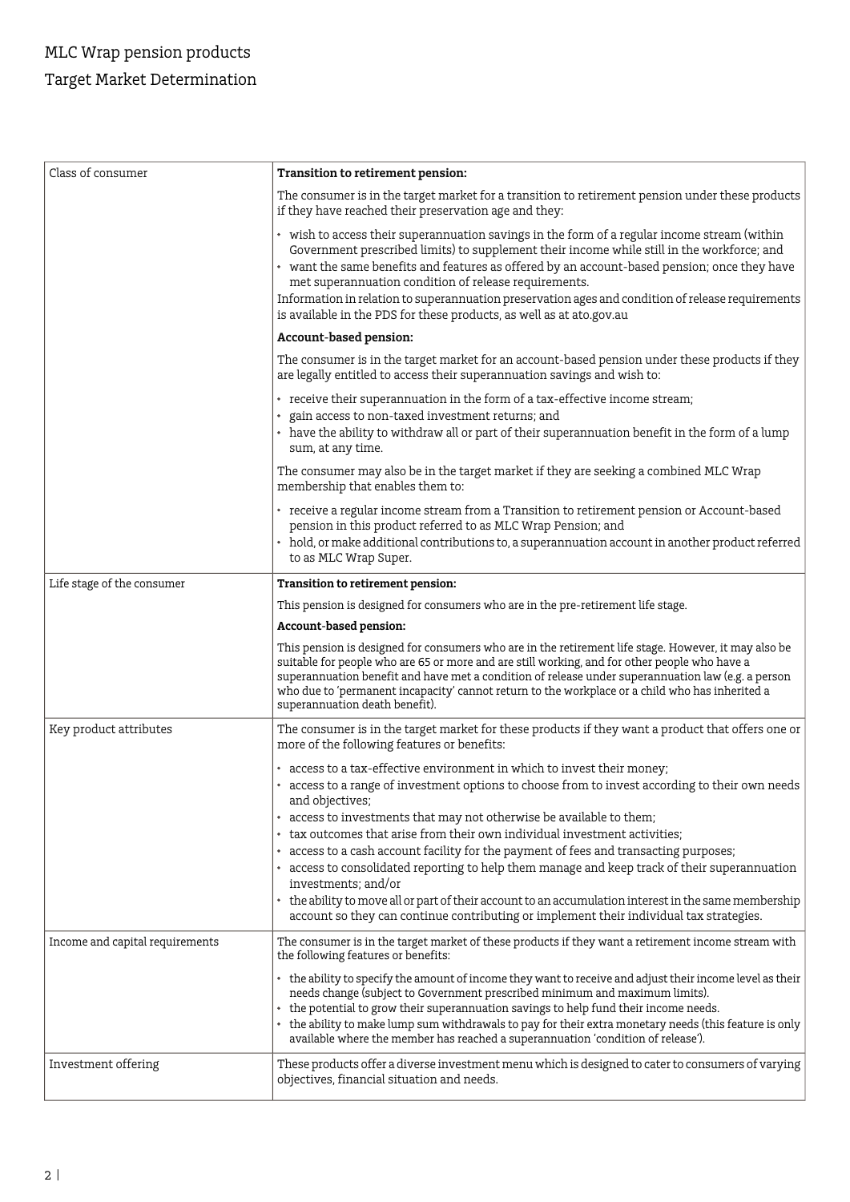# MLC Wrap pension products

## Target Market Determination

| | |
|---|---|
| Class of consumer | **Transition to retirement pension:**<br><br>The consumer is in the target market for a transition to retirement pension under these products if they have reached their preservation age and they:<br><br>• wish to access their superannuation savings in the form of a regular income stream (within Government prescribed limits) to supplement their income while still in the workforce; and<br>• want the same benefits and features as offered by an account-based pension; once they have met superannuation condition of release requirements.<br><br>Information in relation to superannuation preservation ages and condition of release requirements is available in the PDS for these products, as well as at ato.gov.au<br><br>**Account-based pension:**<br><br>The consumer is in the target market for an account-based pension under these products if they are legally entitled to access their superannuation savings and wish to:<br><br>• receive their superannuation in the form of a tax-effective income stream;<br>• gain access to non-taxed investment returns; and<br>• have the ability to withdraw all or part of their superannuation benefit in the form of a lump sum, at any time.<br><br>The consumer may also be in the target market if they are seeking a combined MLC Wrap membership that enables them to:<br><br>• receive a regular income stream from a Transition to retirement pension or Account-based pension in this product referred to as MLC Wrap Pension; and<br>• hold, or make additional contributions to, a superannuation account in another product referred to as MLC Wrap Super. |
| Life stage of the consumer | **Transition to retirement pension:**<br><br>This pension is designed for consumers who are in the pre-retirement life stage.<br><br>**Account-based pension:**<br><br>This pension is designed for consumers who are in the retirement life stage. However, it may also be suitable for people who are 65 or more and are still working, and for other people who have a superannuation benefit and have met a condition of release under superannuation law (e.g. a person who due to 'permanent incapacity' cannot return to the workplace or a child who has inherited a superannuation death benefit). |
| Key product attributes | The consumer is in the target market for these products if they want a product that offers one or more of the following features or benefits:<br><br>• access to a tax-effective environment in which to invest their money;<br>• access to a range of investment options to choose from to invest according to their own needs and objectives;<br>• access to investments that may not otherwise be available to them;<br>• tax outcomes that arise from their own individual investment activities;<br>• access to a cash account facility for the payment of fees and transacting purposes;<br>• access to consolidated reporting to help them manage and keep track of their superannuation investments; and/or<br>• the ability to move all or part of their account to an accumulation interest in the same membership account so they can continue contributing or implement their individual tax strategies. |
| Income and capital requirements | The consumer is in the target market of these products if they want a retirement income stream with the following features or benefits:<br><br>• the ability to specify the amount of income they want to receive and adjust their income level as their needs change (subject to Government prescribed minimum and maximum limits).<br>• the potential to grow their superannuation savings to help fund their income needs.<br>• the ability to make lump sum withdrawals to pay for their extra monetary needs (this feature is only available where the member has reached a superannuation 'condition of release'). |
| Investment offering | These products offer a diverse investment menu which is designed to cater to consumers of varying objectives, financial situation and needs. |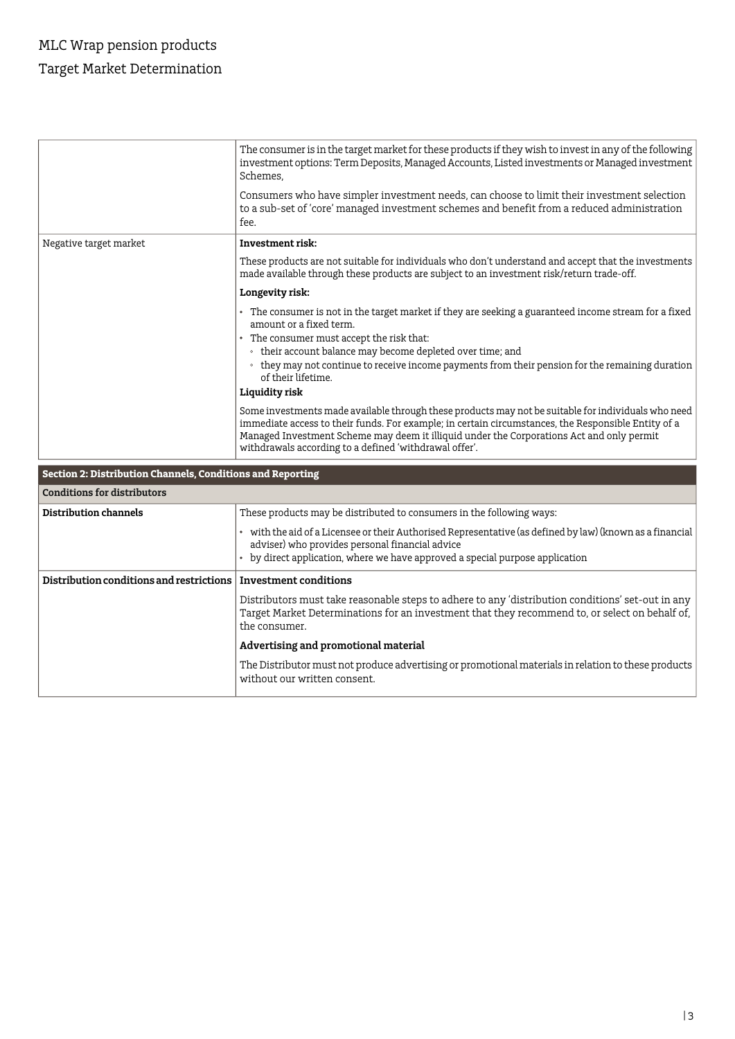| | |
|---|---|
| | The consumer is in the target market for these products if they wish to invest in any of the following investment options: Term Deposits, Managed Accounts, Listed investments or Managed investment Schemes,<br><br>Consumers who have simpler investment needs, can choose to limit their investment selection to a sub-set of 'core' managed investment schemes and benefit from a reduced administration fee. |
| Negative target market | **Investment risk:**<br><br>These products are not suitable for individuals who don't understand and accept that the investments made available through these products are subject to an investment risk/return trade-off.<br><br>**Longevity risk:**<br><br>• The consumer is not in the target market if they are seeking a guaranteed income stream for a fixed amount or a fixed term.<br>• The consumer must accept the risk that:<br>◦ their account balance may become depleted over time; and<br>◦ they may not continue to receive income payments from their pension for the remaining duration of their lifetime.<br><br>**Liquidity risk**<br><br>Some investments made available through these products may not be suitable for individuals who need immediate access to their funds. For example; in certain circumstances, the Responsible Entity of a Managed Investment Scheme may deem it illiquid under the Corporations Act and only permit withdrawals according to a defined 'withdrawal offer'. |

| **Section 2: Distribution Channels, Conditions and Reporting** | |
|---|---|
| **Conditions for distributors** | |
| **Distribution channels** | These products may be distributed to consumers in the following ways:<br><br>• with the aid of a Licensee or their Authorised Representative (as defined by law) (known as a financial adviser) who provides personal financial advice<br>• by direct application, where we have approved a special purpose application |
| **Distribution conditions and restrictions** | **Investment conditions**<br><br>Distributors must take reasonable steps to adhere to any 'distribution conditions' set-out in any Target Market Determinations for an investment that they recommend to, or select on behalf of, the consumer.<br><br>**Advertising and promotional material**<br><br>The Distributor must not produce advertising or promotional materials in relation to these products without our written consent. |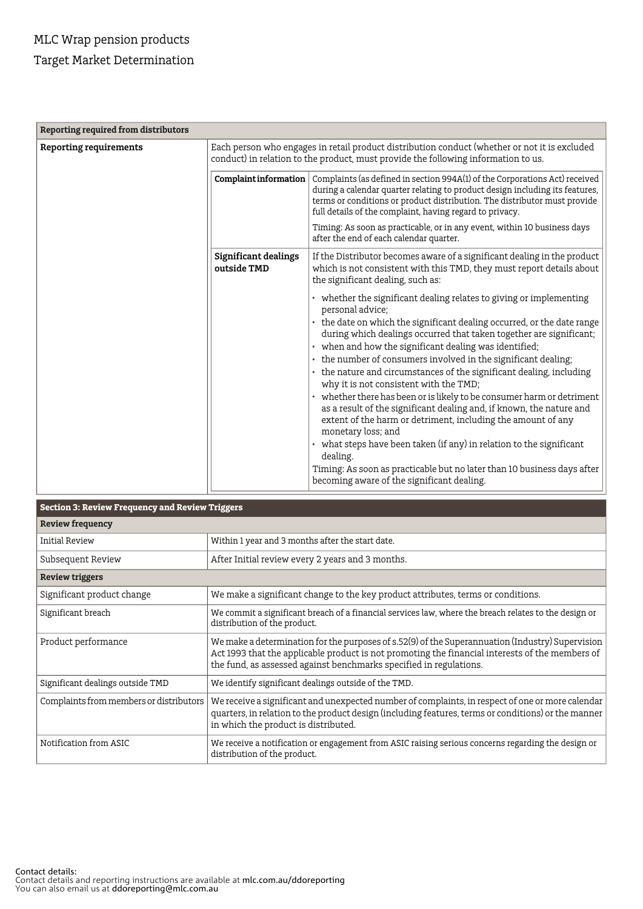| Reporting required from distributors | | |
|---|---|---|
| **Reporting requirements** | Each person who engages in retail product distribution conduct (whether or not it is excluded conduct) in relation to the product, must provide the following information to us. | |
| | **Complaint information** | Complaints (as defined in section 994A(1) of the Corporations Act) received during a calendar quarter relating to product design including its features, terms or conditions or product distribution. The distributor must provide full details of the complaint, having regard to privacy.<br><br>Timing: As soon as practicable, or in any event, within 10 business days after the end of each calendar quarter. |
| | **Significant dealings outside TMD** | If the Distributor becomes aware of a significant dealing in the product which is not consistent with this TMD, they must report details about the significant dealing, such as:<br><br>• whether the significant dealing relates to giving or implementing personal advice;<br>• the date on which the significant dealing occurred, or the date range during which dealings occurred that taken together are significant;<br>• when and how the significant dealing was identified;<br>• the number of consumers involved in the significant dealing;<br>• the nature and circumstances of the significant dealing, including why it is not consistent with the TMD;<br>• whether there has been or is likely to be consumer harm or detriment as a result of the significant dealing and, if known, the nature and extent of the harm or detriment, including the amount of any monetary loss; and<br>• what steps have been taken (if any) in relation to the significant dealing.<br><br>Timing: As soon as practicable but no later than 10 business days after becoming aware of the significant dealing. |

| **Section 3: Review Frequency and Review Triggers** | |
|---|---|
| **Review frequency** | |
| Initial Review | Within 1 year and 3 months after the start date. |
| Subsequent Review | After Initial review every 2 years and 3 months. |
| **Review triggers** | |
| Significant product change | We make a significant change to the key product attributes, terms or conditions. |
| Significant breach | We commit a significant breach of a financial services law, where the breach relates to the design or distribution of the product. |
| Product performance | We make a determination for the purposes of s.52(9) of the Superannuation (Industry) Supervision Act 1993 that the applicable product is not promoting the financial interests of the members of the fund, as assessed against benchmarks specified in regulations. |
| Significant dealings outside TMD | We identify significant dealings outside of the TMD. |
| Complaints from members or distributors | We receive a significant and unexpected number of complaints, in respect of one or more calendar quarters, in relation to the product design (including features, terms or conditions) or the manner in which the product is distributed. |
| Notification from ASIC | We receive a notification or engagement from ASIC raising serious concerns regarding the design or distribution of the product. |

Contact details:
Contact details and reporting instructions are available at mlc.com.au/ddoreporting
You can also email us at ddoreporting@mlc.com.au